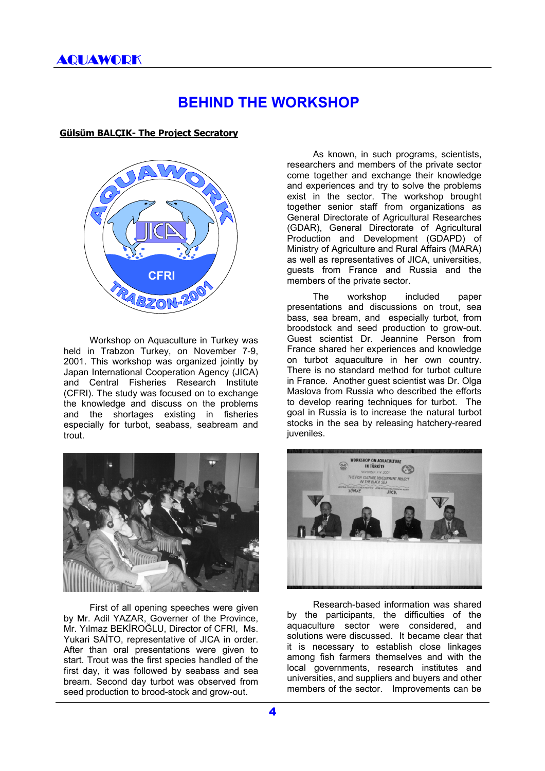# BEHIND THE WORKSHOP

**Gülsüm BALÇIK- The Project Secratory**

Workshop on Aquaculture in Turkey was held in Trabzon Turkey, on November 7-9, 2001. This workshop was organized jointly by Japan International Cooperation Agency (JICA) and Central Fisheries Research Institute (CFRI). The study was focused on to exchange the knowledge and discuss on the problems and the shortages existing in fisheries especially for turbot, seabass, seabream and trout.

First of all opening speeches were given by Mr. Adil YAZAR, Governer of the Province, Mr. Yılmaz BEKİROĞLU, Director of CFRI, Ms. Yukari SAİTO, representative of JICA in order. After than oral presentations were given to start. Trout was the first species handled of the first day, it was followed by seabass and sea bream. Second day turbot was observed from seed production to brood-stock and grow-out.

As known, in such programs, scientists, researchers and members of the private sector come together and exchange their knowledge and experiences and try to solve the problems exist in the sector. The workshop brought together senior staff from organizations as General Directorate of Agricultural Researches (GDAR), General Directorate of Agricultural Production and Development (GDAPD) of Ministry of Agriculture and Rural Affairs (MARA) as well as representatives of JICA, universities, guests from France and Russia and the members of the private sector.

The workshop included paper presentations and discussions on trout, sea bass, sea bream, and especially turbot, from broodstock and seed production to grow-out. Guest scientist Dr. Jeannine Person from France shared her experiences and knowledge on turbot aquaculture in her own country. There is no standard method for turbot culture in France. Another guest scientist was Dr. Olga Maslova from Russia who described the efforts to develop rearing techniques for turbot. The goal in Russia is to increase the natural turbot stocks in the sea by releasing hatchery-reared juveniles.

Research-based information was shared by the participants, the difficulties of the aquaculture sector were considered, and solutions were discussed. It became clear that it is necessary to establish close linkages among fish farmers themselves and with the local governments, research institutes and universities, and suppliers and buyers and other members of the sector. Improvements can be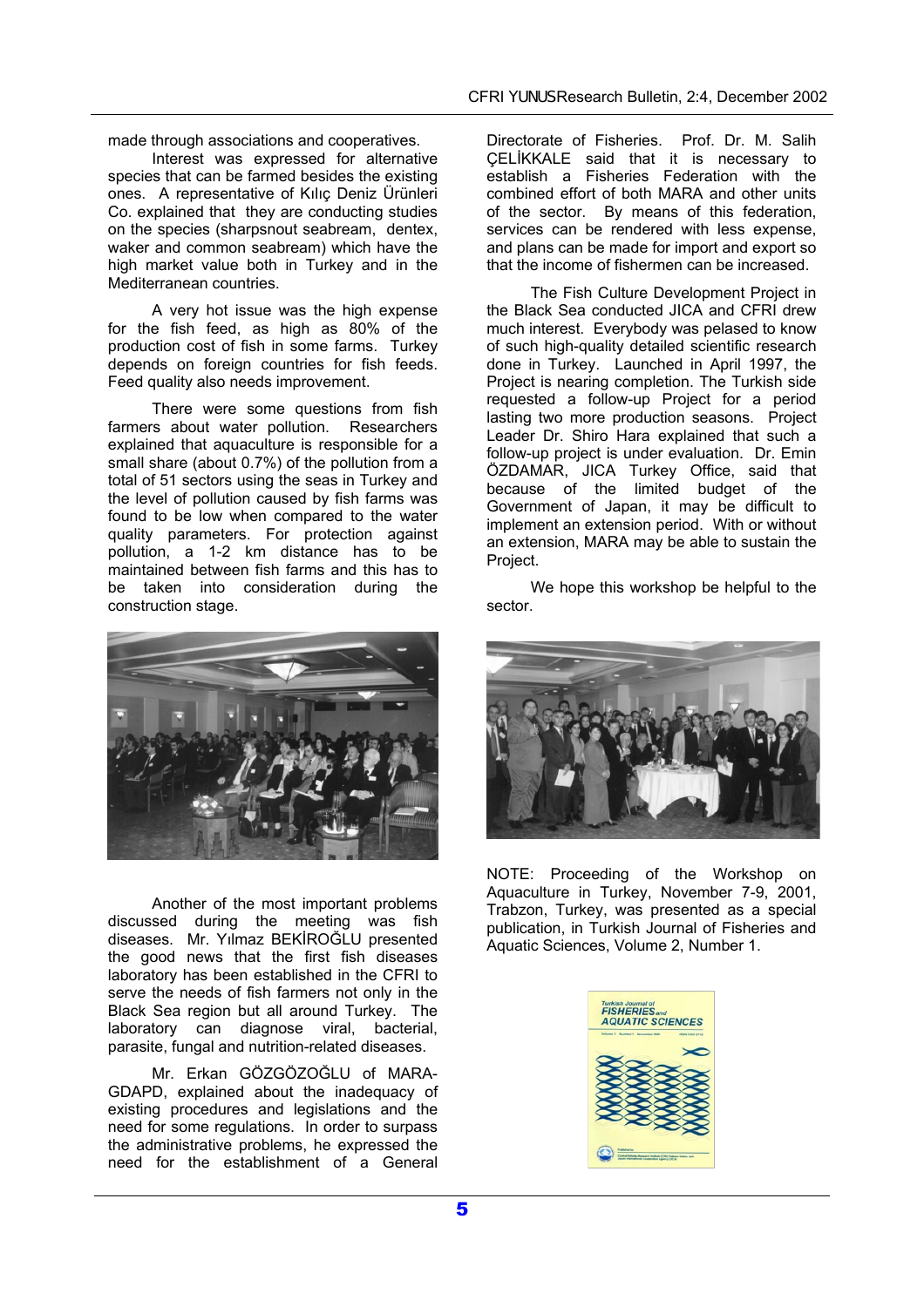made through associations and cooperatives.

Interest was expressed for alternative species that can be farmed besides the existing ones. A representative of Kılıç Deniz Ürünleri Co. explained that they are conducting studies on the species (sharpsnout seabream, dentex, waker and common seabream) which have the high market value both in Turkey and in the Mediterranean countries.

A very hot issue was the high expense for the fish feed, as high as 80% of the production cost of fish in some farms. Turkey depends on foreign countries for fish feeds. Feed quality also needs improvement.

There were some questions from fish farmers about water pollution. Researchers explained that aquaculture is responsible for a small share (about 0.7%) of the pollution from a total of 51 sectors using the seas in Turkey and the level of pollution caused by fish farms was found to be low when compared to the water quality parameters. For protection against pollution, a 1-2 km distance has to be maintained between fish farms and this has to be taken into consideration during the construction stage.

Another of the most important problems discussed during the meeting was fish diseases. Mr. Yılmaz BEKİROĞLU presented the good news that the first fish diseases laboratory has been established in the CFRI to serve the needs of fish farmers not only in the Black Sea region but all around Turkey. The laboratory can diagnose viral, bacterial, parasite, fungal and nutrition-related diseases.

Mr. Erkan GÖZGÖZOĞLU of MARA-GDAPD, explained about the inadequacy of existing procedures and legislations and the need for some regulations. In order to surpass the administrative problems, he expressed the need for the establishment of a General Directorate of Fisheries. Prof. Dr. M. Salih ÇELİKKALE said that it is necessary to establish a Fisheries Federation with the combined effort of both MARA and other units of the sector. By means of this federation, services can be rendered with less expense, and plans can be made for import and export so that the income of fishermen can be increased.

The Fish Culture Development Project in the Black Sea conducted JICA and CFRI drew much interest. Everybody was pelased to know of such high-quality detailed scientific research done in Turkey. Launched in April 1997, the Project is nearing completion. The Turkish side requested a follow-up Project for a period lasting two more production seasons. Project Leader Dr. Shiro Hara explained that such a follow-up project is under evaluation. Dr. Emin ÖZDAMAR, JICA Turkey Office, said that because of the limited budget of the Government of Japan, it may be difficult to implement an extension period. With or without an extension, MARA may be able to sustain the Project.

We hope this workshop be helpful to the sector.

NOTE: Proceeding of the Workshop on Aquaculture in Turkey, November 7-9, 2001, Trabzon, Turkey, was presented as a special publication, in Turkish Journal of Fisheries and Aquatic Sciences, Volume 2, Number 1.